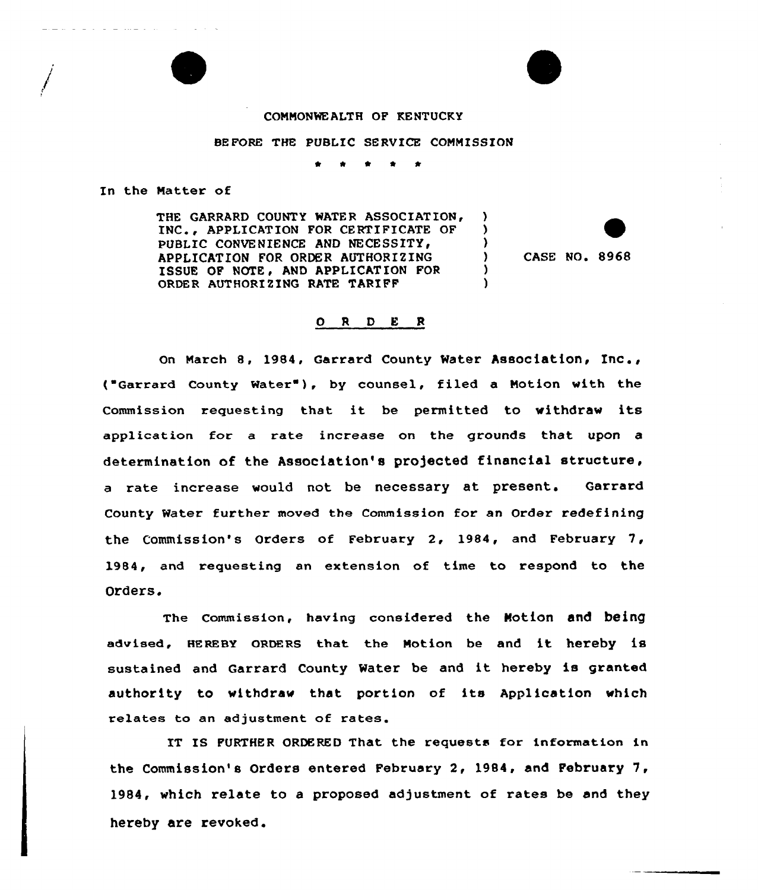COMMONWEALTH OF KENTUCKY

BEFORE THE PUBLIC SERVICE COMMISSION

\* \* \* \* \*

In the Matter of

| | | |
|---|---|---|
| THE GARRARD COUNTY WATER ASSOCIATION, INC., APPLICATION FOR CERTIFICATE OF PUBLIC CONVENIENCE AND NECESSITY, APPLICATION FOR ORDER AUTHORIZING ISSUE OF NOTE, AND APPLICATION FOR ORDER AUTHORIZING RATE TARIFF | ) | CASE NO. 8968 |

## O R D E R

On March 8, 1984, Garrard County Water Association, Inc., ("Garrard County Water"), by counsel, filed a Motion with the Commission requesting that it be permitted to withdraw its application for a rate increase on the grounds that upon a determination of the Association's projected financial structure, a rate increase would not be necessary at present. Garrard County Water further moved the Commission for an Order redefining the Commission's Orders of February 2, 1984, and February 7, 1984, and requesting an extension of time to respond to the Orders.

The Commission, having considered the Motion and being advised, HEREBY ORDERS that the Motion be and it hereby is sustained and Garrard County Water be and it hereby is granted authority to withdraw that portion of its Application which relates to an adjustment of rates.

IT IS FURTHER ORDERED That the requests for information in the Commission's Orders entered February 2, 1984, and February 7, 1984, which relate to a proposed adjustment of rates be and they hereby are revoked.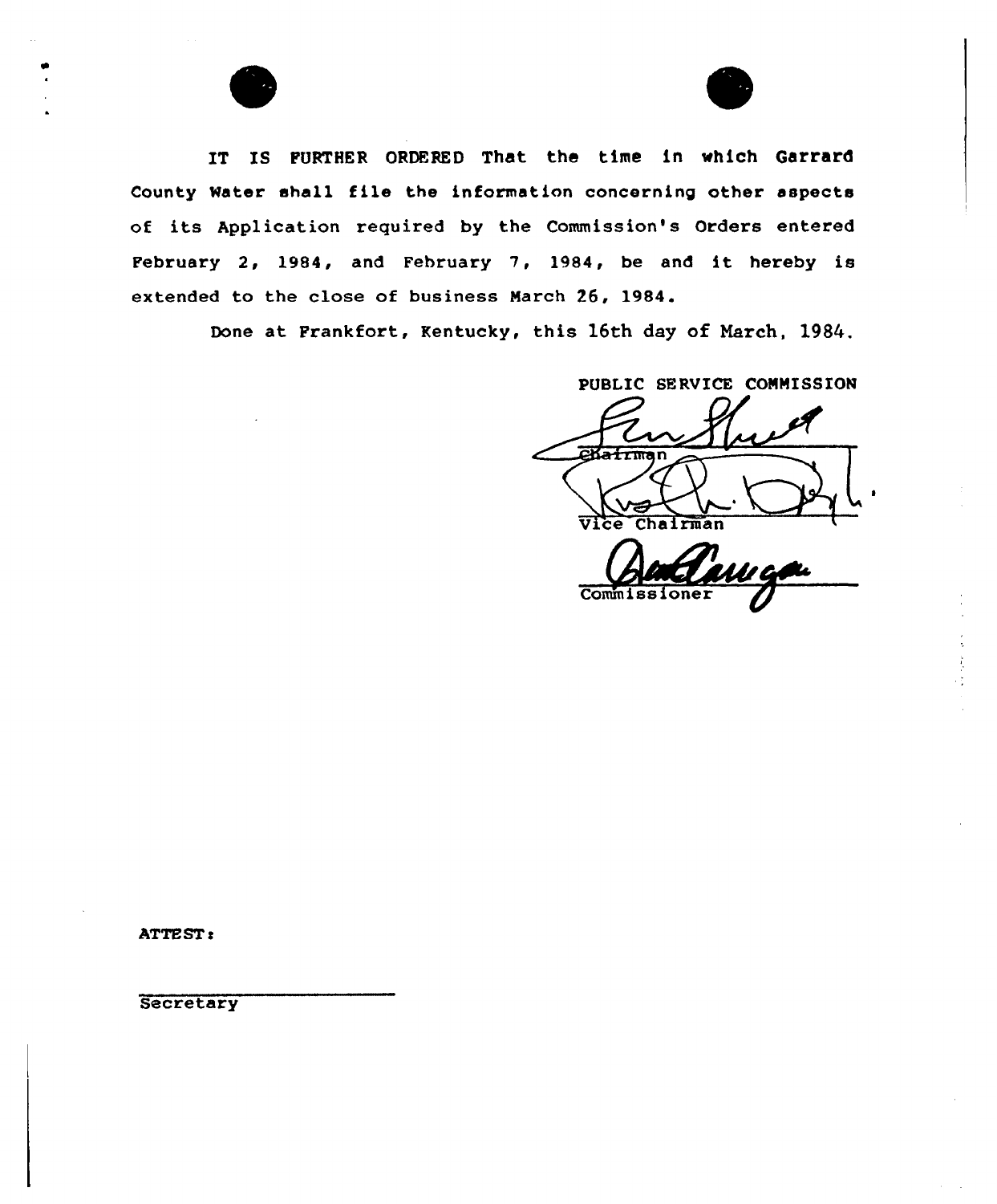IT IS FURTHER ORDERED That the time in which Garrard County Water shall file the information concerning other aspects of its Application required by the Commission's Orders entered February 2, 1984, and February 7, 1984, be and it hereby is extended to the close of business March 26, 1984.

Done at Frankfort, Kentucky, this 16th day of March, 1984.

PUBLIC SERVICE COMMISSION

Chairman

Vice Chairman

Commissioner

ATTEST:

Secretary